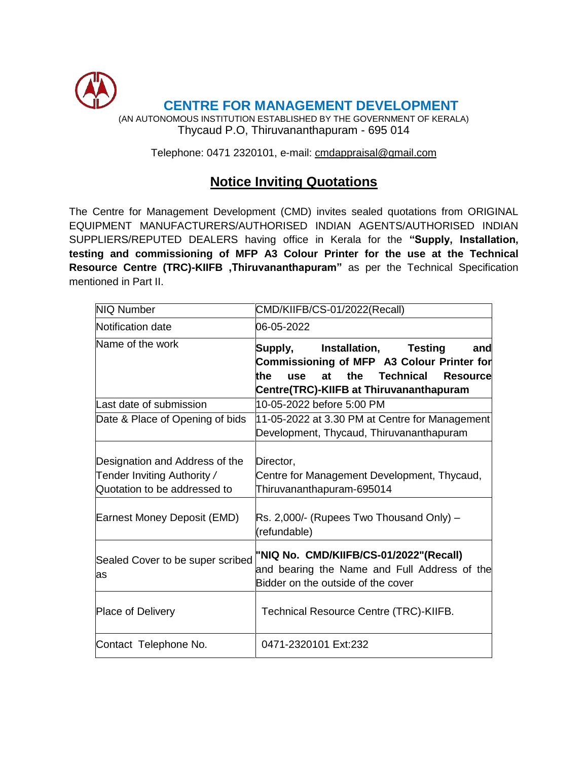# CENTRE FOR MANAGEMENT DEVELOPMENT

(AN AUTONOMOUS INSTITUTION ESTABLISHED BY THE GOVERNMENT OF KERALA)
Thycaud P.O, Thiruvananthapuram - 695 014

Telephone: 0471 2320101, e-mail: cmdappraisal@gmail.com

## Notice Inviting Quotations

The Centre for Management Development (CMD) invites sealed quotations from ORIGINAL EQUIPMENT MANUFACTURERS/AUTHORISED INDIAN AGENTS/AUTHORISED INDIAN SUPPLIERS/REPUTED DEALERS having office in Kerala for the **"Supply, Installation, testing and commissioning of MFP A3 Colour Printer for the use at the Technical Resource Centre (TRC)-KIIFB ,Thiruvananthapuram"** as per the Technical Specification mentioned in Part II.

| | |
|---|---|
| NIQ Number | CMD/KIIFB/CS-01/2022(Recall) |
| Notification date | 06-05-2022 |
| Name of the work | **Supply, Installation, Testing and Commissioning of MFP A3 Colour Printer for the use at the Technical Resource Centre(TRC)-KIIFB at Thiruvananthapuram** |
| Last date of submission | 10-05-2022 before 5:00 PM |
| Date & Place of Opening of bids | 11-05-2022 at 3.30 PM at Centre for Management Development, Thycaud, Thiruvananthapuram |
| Designation and Address of the Tender Inviting Authority / Quotation to be addressed to | Director, Centre for Management Development, Thycaud, Thiruvananthapuram-695014 |
| Earnest Money Deposit (EMD) | Rs. 2,000/- (Rupees Two Thousand Only) – (refundable) |
| Sealed Cover to be super scribed as | **"NIQ No. CMD/KIIFB/CS-01/2022"(Recall)** and bearing the Name and Full Address of the Bidder on the outside of the cover |
| Place of Delivery | Technical Resource Centre (TRC)-KIIFB. |
| Contact Telephone No. | 0471-2320101 Ext:232 |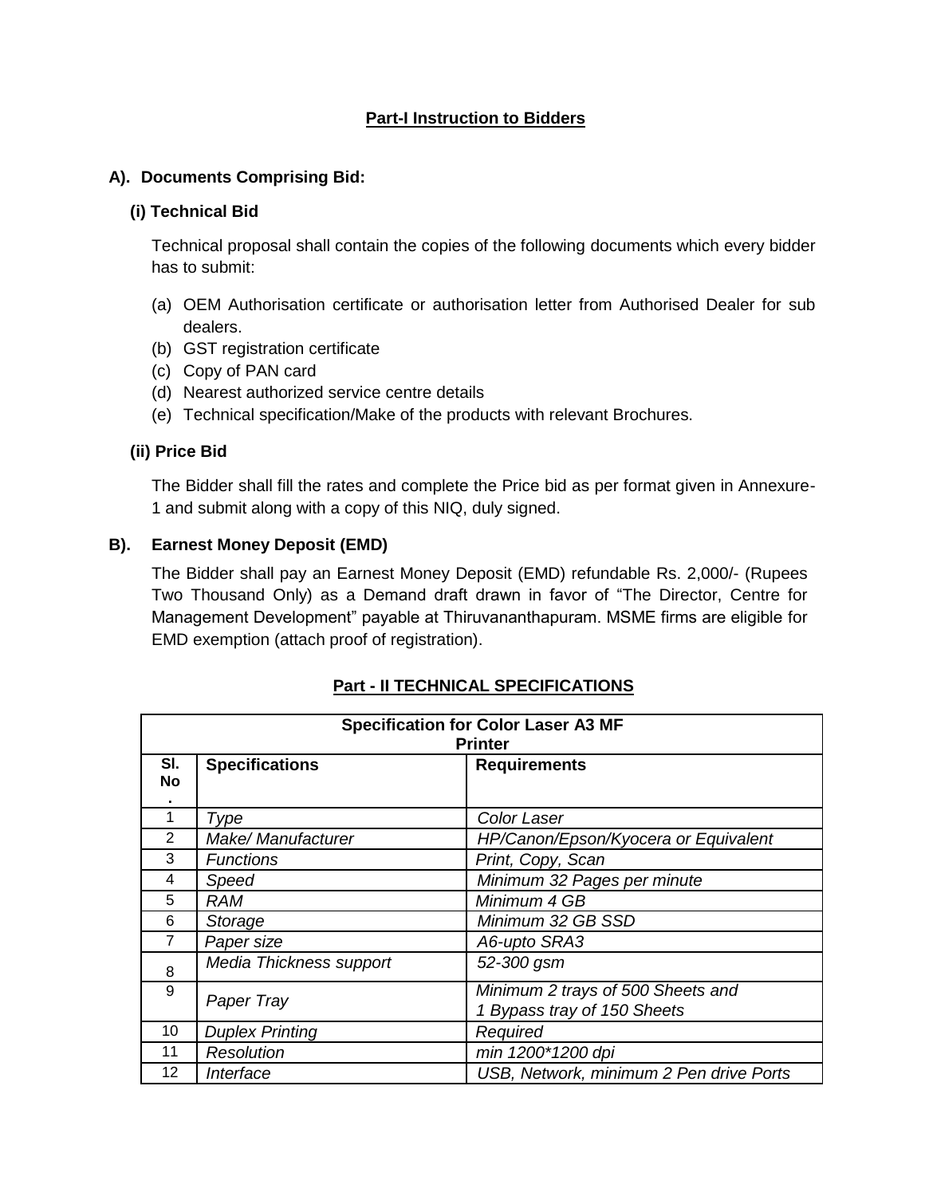## Part-I Instruction to Bidders

### A). Documents Comprising Bid:

#### (i) Technical Bid

Technical proposal shall contain the copies of the following documents which every bidder has to submit:

(a) OEM Authorisation certificate or authorisation letter from Authorised Dealer for sub dealers.
(b) GST registration certificate
(c) Copy of PAN card
(d) Nearest authorized service centre details
(e) Technical specification/Make of the products with relevant Brochures.

#### (ii) Price Bid

The Bidder shall fill the rates and complete the Price bid as per format given in Annexure-1 and submit along with a copy of this NIQ, duly signed.

### B). Earnest Money Deposit (EMD)

The Bidder shall pay an Earnest Money Deposit (EMD) refundable Rs. 2,000/- (Rupees Two Thousand Only) as a Demand draft drawn in favor of "The Director, Centre for Management Development" payable at Thiruvananthapuram. MSME firms are eligible for EMD exemption (attach proof of registration).

## Part - II TECHNICAL SPECIFICATIONS

| Specification for Color Laser A3 MF Printer | | |
|---|---|---|
| **Sl. No.** | **Specifications** | **Requirements** |
| 1 | *Type* | *Color Laser* |
| 2 | *Make/ Manufacturer* | *HP/Canon/Epson/Kyocera or Equivalent* |
| 3 | *Functions* | *Print, Copy, Scan* |
| 4 | *Speed* | *Minimum 32 Pages per minute* |
| 5 | *RAM* | *Minimum 4 GB* |
| 6 | *Storage* | *Minimum 32 GB SSD* |
| 7 | *Paper size* | *A6-upto SRA3* |
| 8 | *Media Thickness support* | *52-300 gsm* |
| 9 | *Paper Tray* | *Minimum 2 trays of 500 Sheets and 1 Bypass tray of 150 Sheets* |
| 10 | *Duplex Printing* | *Required* |
| 11 | *Resolution* | *min 1200*1200 dpi* |
| 12 | *Interface* | *USB, Network, minimum 2 Pen drive Ports* |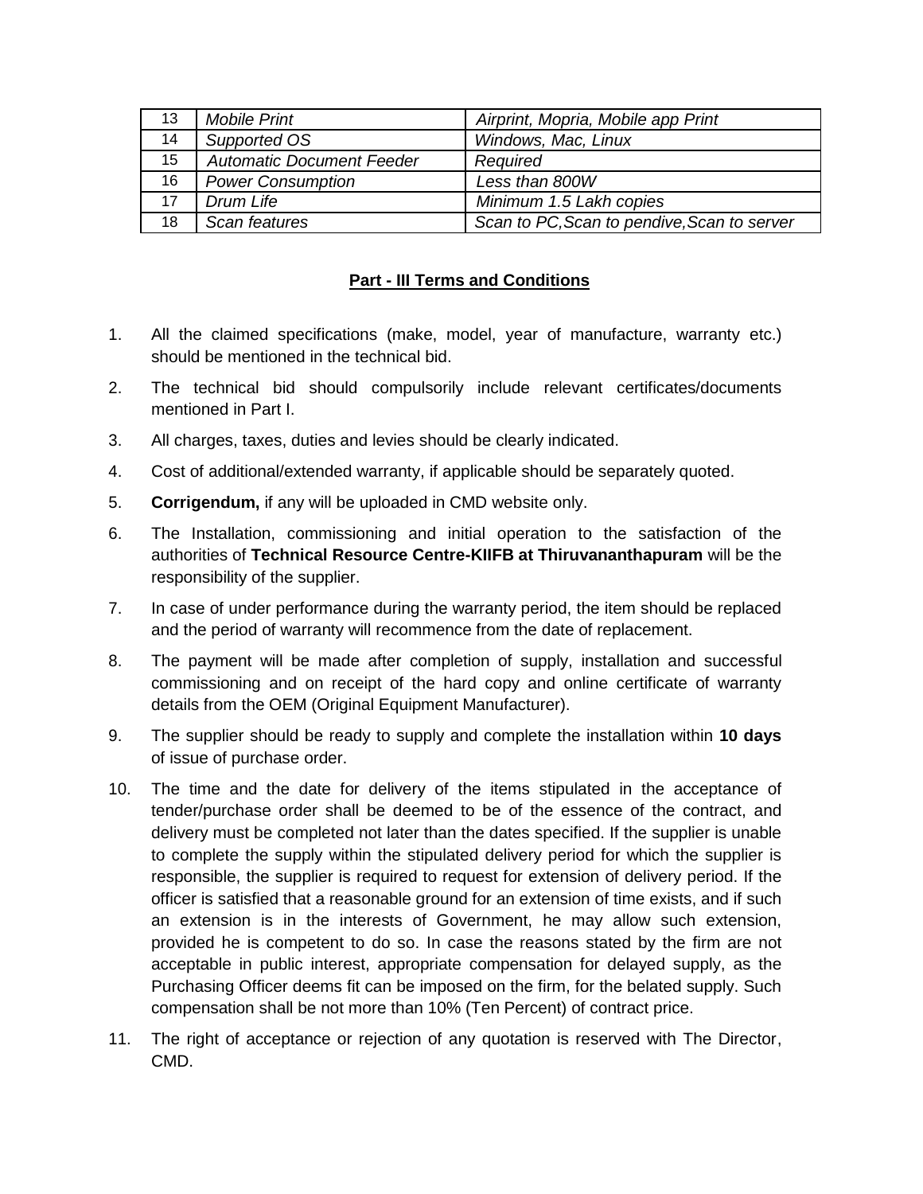| 13 | *Mobile Print* | *Airprint, Mopria, Mobile app Print* |
|---|---|---|
| 14 | *Supported OS* | *Windows, Mac, Linux* |
| 15 | *Automatic Document Feeder* | *Required* |
| 16 | *Power Consumption* | *Less than 800W* |
| 17 | *Drum Life* | *Minimum 1.5 Lakh copies* |
| 18 | *Scan features* | *Scan to PC,Scan to pendive,Scan to server* |

## Part - III Terms and Conditions

1. All the claimed specifications (make, model, year of manufacture, warranty etc.) should be mentioned in the technical bid.
2. The technical bid should compulsorily include relevant certificates/documents mentioned in Part I.
3. All charges, taxes, duties and levies should be clearly indicated.
4. Cost of additional/extended warranty, if applicable should be separately quoted.
5. **Corrigendum,** if any will be uploaded in CMD website only.
6. The Installation, commissioning and initial operation to the satisfaction of the authorities of **Technical Resource Centre-KIIFB at Thiruvananthapuram** will be the responsibility of the supplier.
7. In case of under performance during the warranty period, the item should be replaced and the period of warranty will recommence from the date of replacement.
8. The payment will be made after completion of supply, installation and successful commissioning and on receipt of the hard copy and online certificate of warranty details from the OEM (Original Equipment Manufacturer).
9. The supplier should be ready to supply and complete the installation within **10 days** of issue of purchase order.
10. The time and the date for delivery of the items stipulated in the acceptance of tender/purchase order shall be deemed to be of the essence of the contract, and delivery must be completed not later than the dates specified. If the supplier is unable to complete the supply within the stipulated delivery period for which the supplier is responsible, the supplier is required to request for extension of delivery period. If the officer is satisfied that a reasonable ground for an extension of time exists, and if such an extension is in the interests of Government, he may allow such extension, provided he is competent to do so. In case the reasons stated by the firm are not acceptable in public interest, appropriate compensation for delayed supply, as the Purchasing Officer deems fit can be imposed on the firm, for the belated supply. Such compensation shall be not more than 10% (Ten Percent) of contract price.
11. The right of acceptance or rejection of any quotation is reserved with The Director, CMD.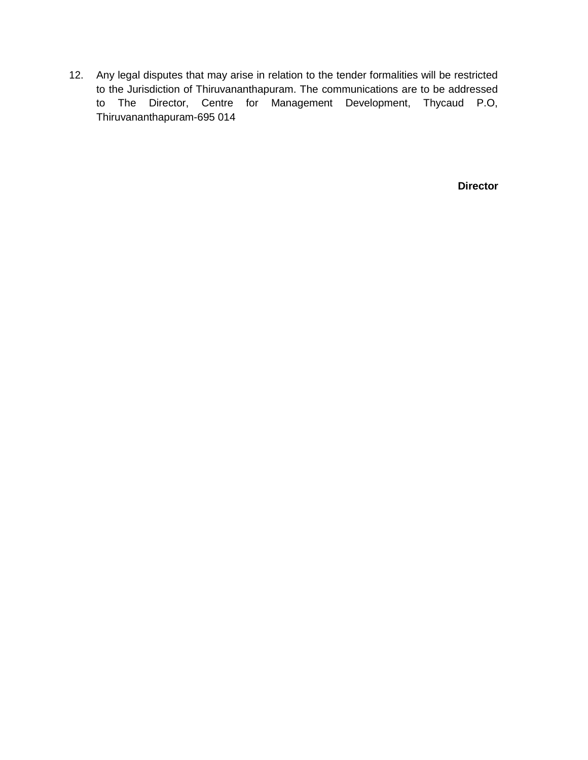12. Any legal disputes that may arise in relation to the tender formalities will be restricted to the Jurisdiction of Thiruvananthapuram. The communications are to be addressed to The Director, Centre for Management Development, Thycaud P.O, Thiruvananthapuram-695 014

**Director**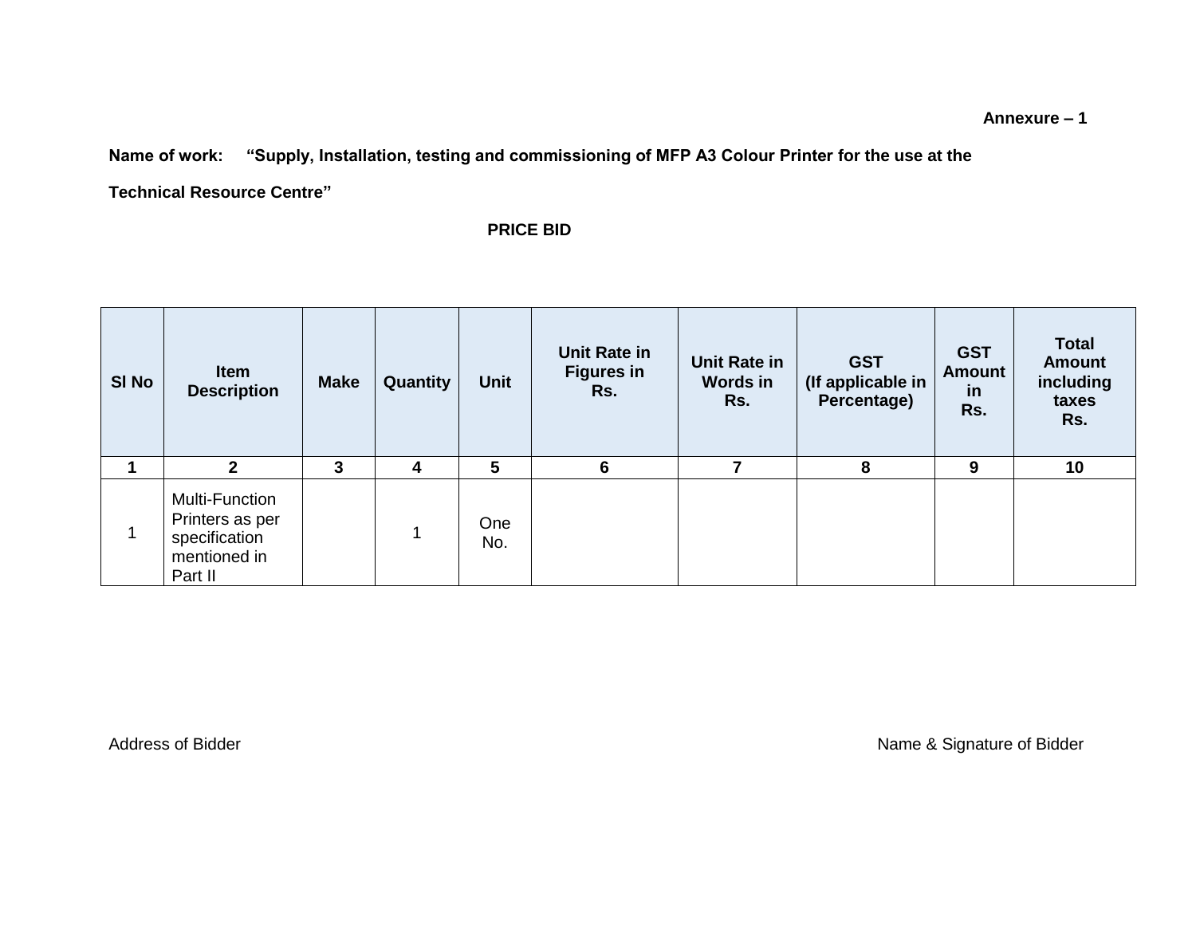**Annexure – 1**

**Name of work: “Supply, Installation, testing and commissioning of MFP A3 Colour Printer for the use at the Technical Resource Centre”**

**PRICE BID**

| Sl No | Item Description | Make | Quantity | Unit | Unit Rate in Figures in Rs. | Unit Rate in Words in Rs. | GST (If applicable in Percentage) | GST Amount in Rs. | Total Amount including taxes Rs. |
|---|---|---|---|---|---|---|---|---|---|
| 1 | 2 | 3 | 4 | 5 | 6 | 7 | 8 | 9 | 10 |
| 1 | Multi-Function Printers as per specification mentioned in Part II | | 1 | One No. | | | | | |

Address of Bidder

Name & Signature of Bidder